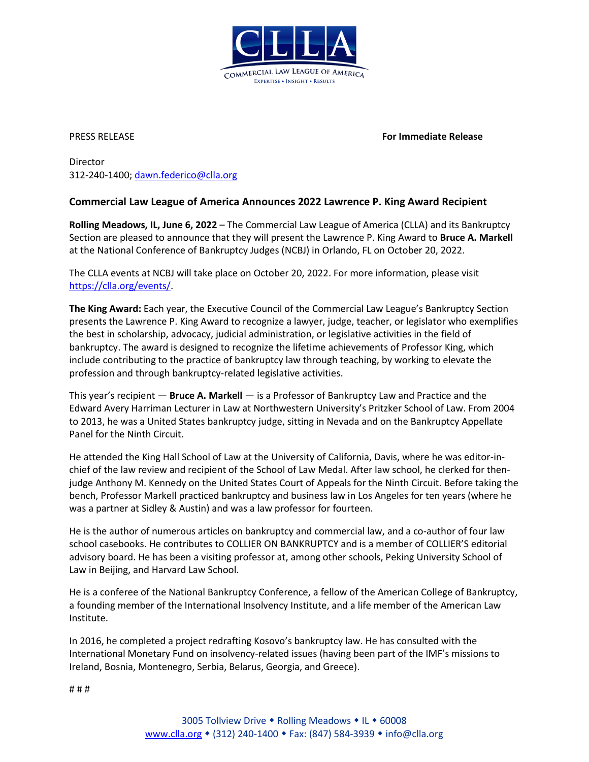COMMERCIAL LAW LEAGUE OF AMERICA

EXPERTISE • INSIGHT • RESULTS

PRESS RELEASE **For Immediate Release**

Director
312-240-1400; dawn.federico@clla.org

## Commercial Law League of America Announces 2022 Lawrence P. King Award Recipient

**Rolling Meadows, IL, June 6, 2022** – The Commercial Law League of America (CLLA) and its Bankruptcy Section are pleased to announce that they will present the Lawrence P. King Award to **Bruce A. Markell** at the National Conference of Bankruptcy Judges (NCBJ) in Orlando, FL on October 20, 2022.

The CLLA events at NCBJ will take place on October 20, 2022. For more information, please visit https://clla.org/events/.

**The King Award:** Each year, the Executive Council of the Commercial Law League's Bankruptcy Section presents the Lawrence P. King Award to recognize a lawyer, judge, teacher, or legislator who exemplifies the best in scholarship, advocacy, judicial administration, or legislative activities in the field of bankruptcy. The award is designed to recognize the lifetime achievements of Professor King, which include contributing to the practice of bankruptcy law through teaching, by working to elevate the profession and through bankruptcy-related legislative activities.

This year's recipient — **Bruce A. Markell** — is a Professor of Bankruptcy Law and Practice and the Edward Avery Harriman Lecturer in Law at Northwestern University's Pritzker School of Law. From 2004 to 2013, he was a United States bankruptcy judge, sitting in Nevada and on the Bankruptcy Appellate Panel for the Ninth Circuit.

He attended the King Hall School of Law at the University of California, Davis, where he was editor-in-chief of the law review and recipient of the School of Law Medal. After law school, he clerked for then-judge Anthony M. Kennedy on the United States Court of Appeals for the Ninth Circuit. Before taking the bench, Professor Markell practiced bankruptcy and business law in Los Angeles for ten years (where he was a partner at Sidley & Austin) and was a law professor for fourteen.

He is the author of numerous articles on bankruptcy and commercial law, and a co-author of four law school casebooks. He contributes to COLLIER ON BANKRUPTCY and is a member of COLLIER'S editorial advisory board. He has been a visiting professor at, among other schools, Peking University School of Law in Beijing, and Harvard Law School.

He is a conferee of the National Bankruptcy Conference, a fellow of the American College of Bankruptcy, a founding member of the International Insolvency Institute, and a life member of the American Law Institute.

In 2016, he completed a project redrafting Kosovo's bankruptcy law. He has consulted with the International Monetary Fund on insolvency-related issues (having been part of the IMF's missions to Ireland, Bosnia, Montenegro, Serbia, Belarus, Georgia, and Greece).

# # #

3005 Tollview Drive ◆ Rolling Meadows ◆ IL ◆ 60008
www.clla.org ◆ (312) 240-1400 ◆ Fax: (847) 584-3939 ◆ info@clla.org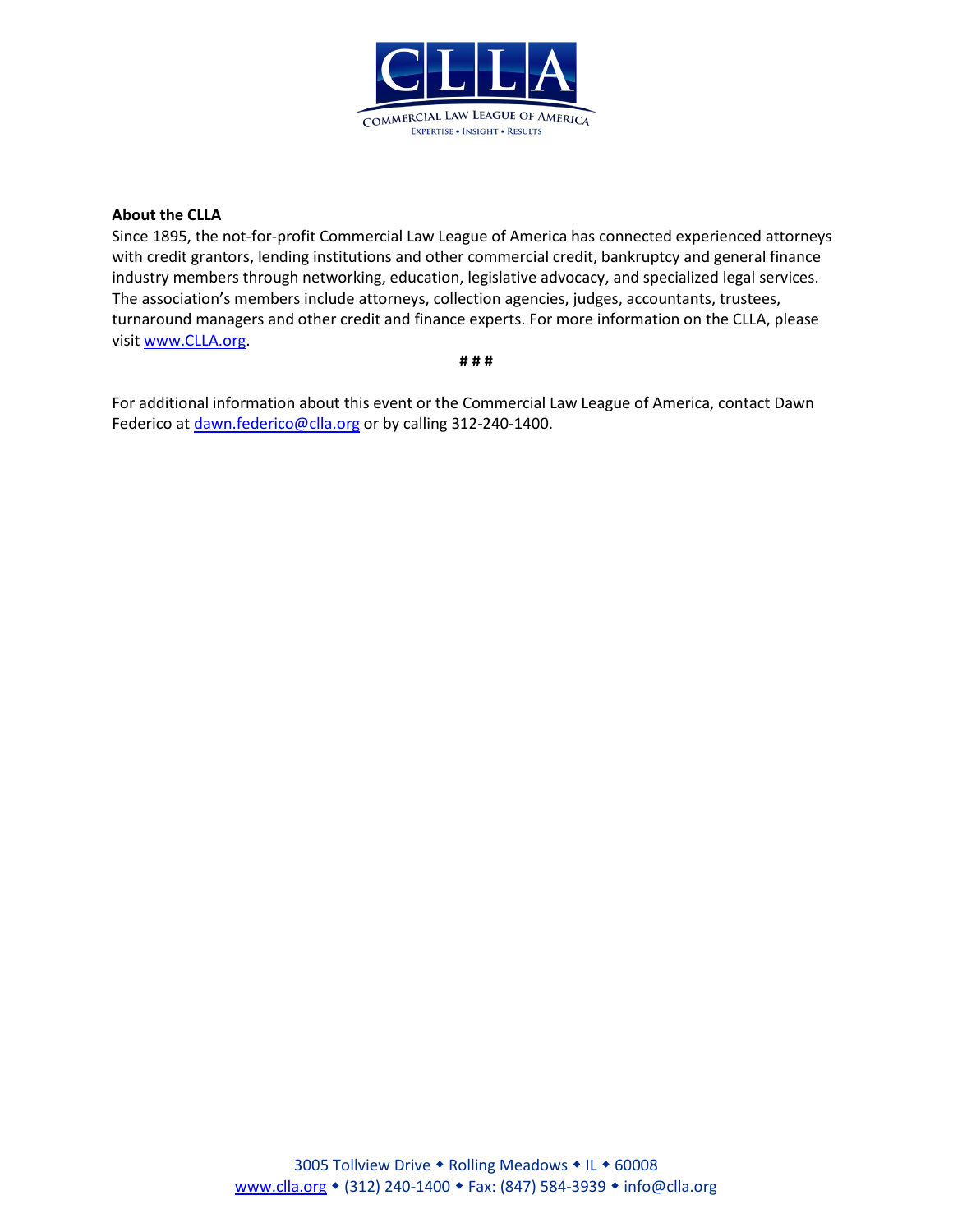**About the CLLA**

Since 1895, the not-for-profit Commercial Law League of America has connected experienced attorneys with credit grantors, lending institutions and other commercial credit, bankruptcy and general finance industry members through networking, education, legislative advocacy, and specialized legal services. The association's members include attorneys, collection agencies, judges, accountants, trustees, turnaround managers and other credit and finance experts. For more information on the CLLA, please visit www.CLLA.org.

# # #

For additional information about this event or the Commercial Law League of America, contact Dawn Federico at dawn.federico@clla.org or by calling 312-240-1400.

3005 Tollview Drive ◆ Rolling Meadows ◆ IL ◆ 60008
www.clla.org ◆ (312) 240-1400 ◆ Fax: (847) 584-3939 ◆ info@clla.org